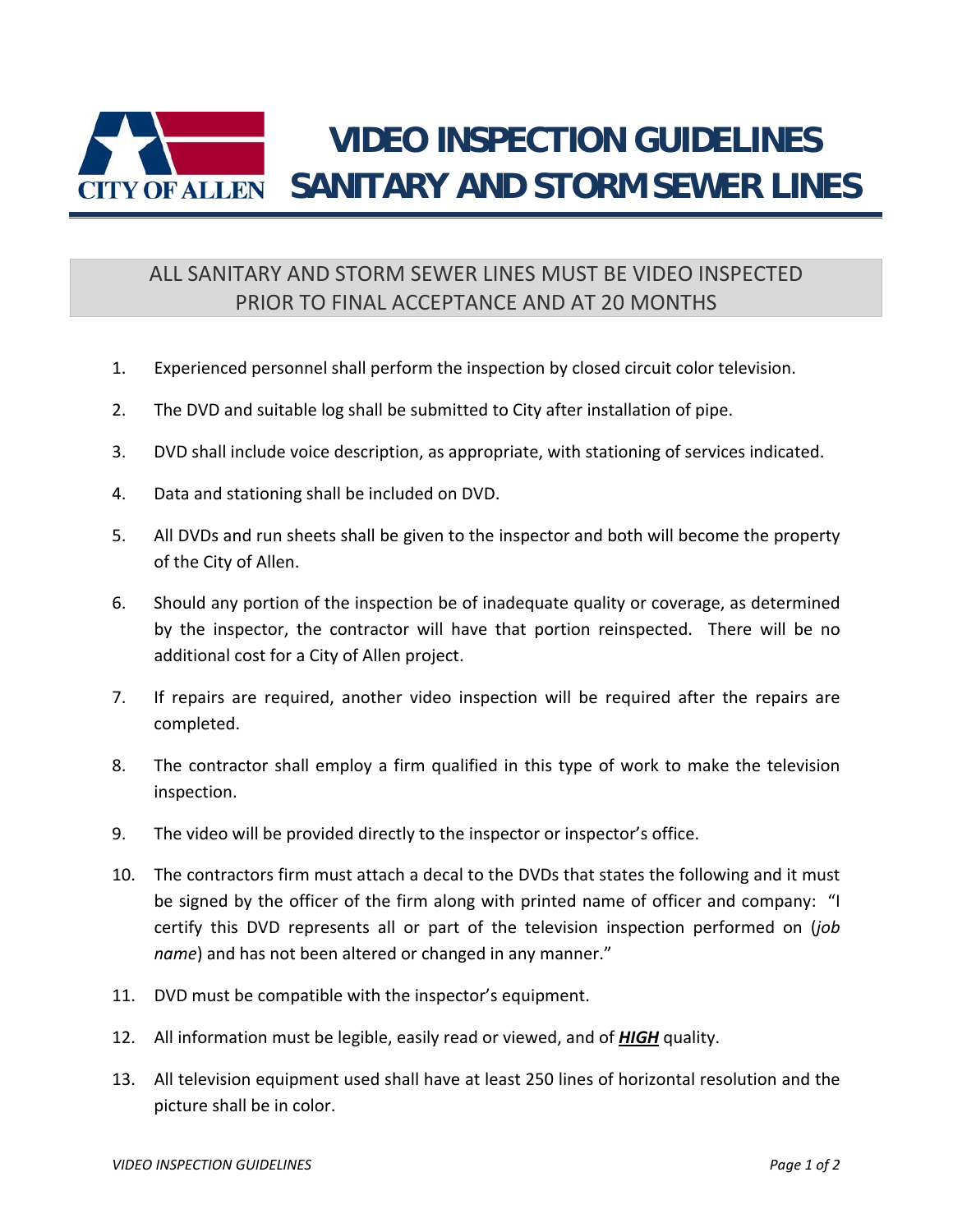# VIDEO INSPECTION GUIDELINES
# SANITARY AND STORM SEWER LINES

## ALL SANITARY AND STORM SEWER LINES MUST BE VIDEO INSPECTED PRIOR TO FINAL ACCEPTANCE AND AT 20 MONTHS

1. Experienced personnel shall perform the inspection by closed circuit color television.
2. The DVD and suitable log shall be submitted to City after installation of pipe.
3. DVD shall include voice description, as appropriate, with stationing of services indicated.
4. Data and stationing shall be included on DVD.
5. All DVDs and run sheets shall be given to the inspector and both will become the property of the City of Allen.
6. Should any portion of the inspection be of inadequate quality or coverage, as determined by the inspector, the contractor will have that portion reinspected. There will be no additional cost for a City of Allen project.
7. If repairs are required, another video inspection will be required after the repairs are completed.
8. The contractor shall employ a firm qualified in this type of work to make the television inspection.
9. The video will be provided directly to the inspector or inspector's office.
10. The contractors firm must attach a decal to the DVDs that states the following and it must be signed by the officer of the firm along with printed name of officer and company: "I certify this DVD represents all or part of the television inspection performed on (*job name*) and has not been altered or changed in any manner."
11. DVD must be compatible with the inspector's equipment.
12. All information must be legible, easily read or viewed, and of ***HIGH*** quality.
13. All television equipment used shall have at least 250 lines of horizontal resolution and the picture shall be in color.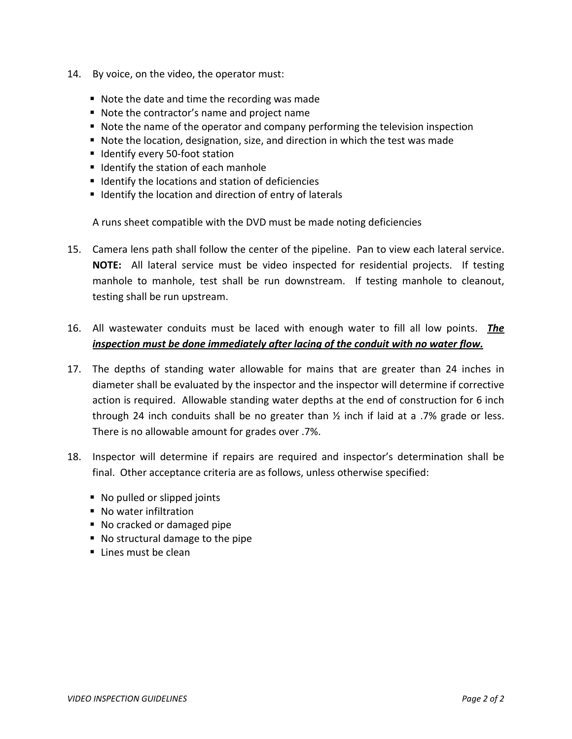14. By voice, on the video, the operator must:

    - Note the date and time the recording was made
    - Note the contractor's name and project name
    - Note the name of the operator and company performing the television inspection
    - Note the location, designation, size, and direction in which the test was made
    - Identify every 50-foot station
    - Identify the station of each manhole
    - Identify the locations and station of deficiencies
    - Identify the location and direction of entry of laterals

    A runs sheet compatible with the DVD must be made noting deficiencies

15. Camera lens path shall follow the center of the pipeline. Pan to view each lateral service. **NOTE:** All lateral service must be video inspected for residential projects. If testing manhole to manhole, test shall be run downstream. If testing manhole to cleanout, testing shall be run upstream.

16. All wastewater conduits must be laced with enough water to fill all low points. ***<u>The inspection must be done immediately after lacing of the conduit with no water flow.</u>***

17. The depths of standing water allowable for mains that are greater than 24 inches in diameter shall be evaluated by the inspector and the inspector will determine if corrective action is required. Allowable standing water depths at the end of construction for 6 inch through 24 inch conduits shall be no greater than ½ inch if laid at a .7% grade or less. There is no allowable amount for grades over .7%.

18. Inspector will determine if repairs are required and inspector's determination shall be final. Other acceptance criteria are as follows, unless otherwise specified:

    - No pulled or slipped joints
    - No water infiltration
    - No cracked or damaged pipe
    - No structural damage to the pipe
    - Lines must be clean